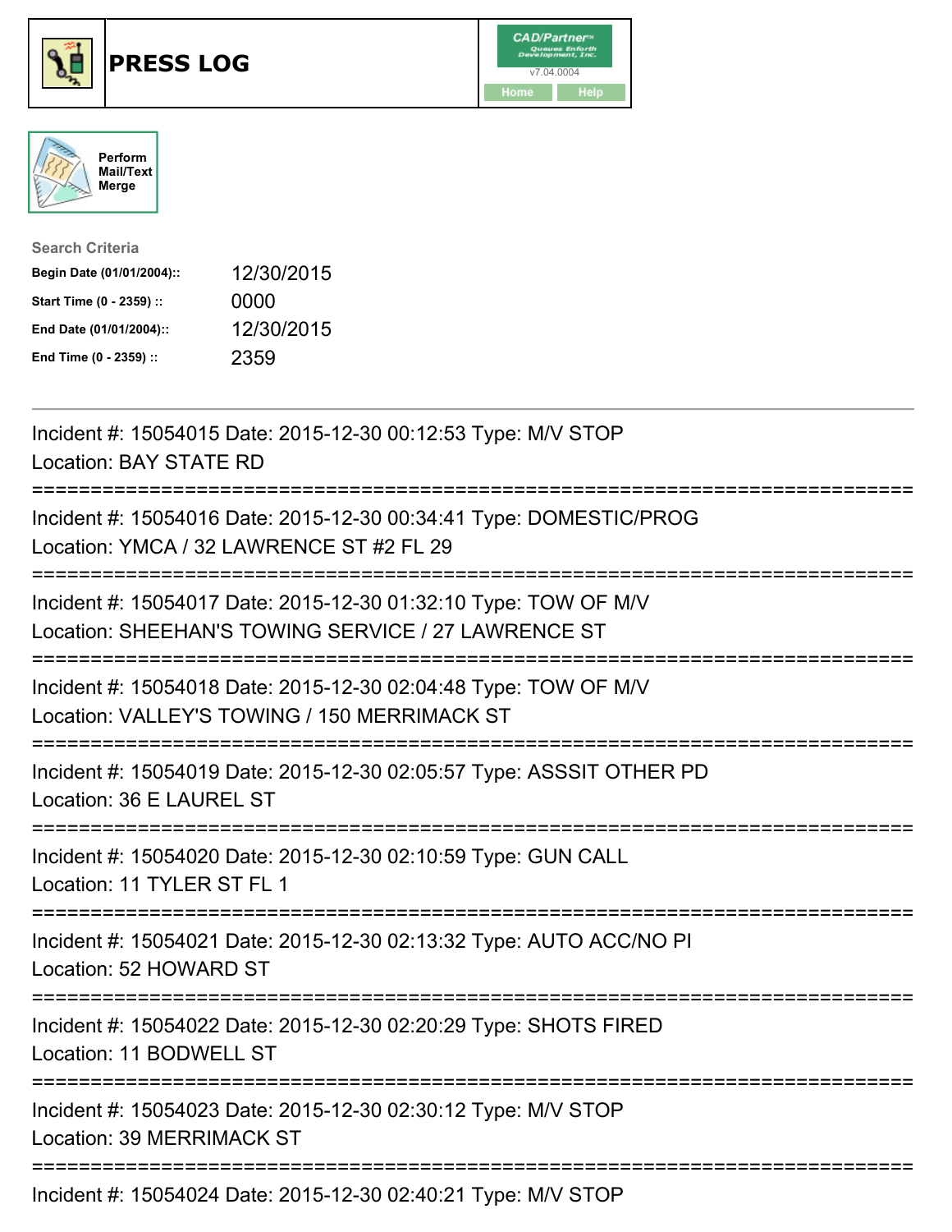# PRESS LOG

v7.04.0004

Home Help

Perform Mail/Text Merge

Search Criteria

| | |
|---|---|
| **Begin Date (01/01/2004)::** | 12/30/2015 |
| **Start Time (0 - 2359) ::** | 0000 |
| **End Date (01/01/2004)::** | 12/30/2015 |
| **End Time (0 - 2359) ::** | 2359 |

---

Incident #: 15054015 Date: 2015-12-30 00:12:53 Type: M/V STOP
Location: BAY STATE RD

===========================================================================

Incident #: 15054016 Date: 2015-12-30 00:34:41 Type: DOMESTIC/PROG
Location: YMCA / 32 LAWRENCE ST #2 FL 29

===========================================================================

Incident #: 15054017 Date: 2015-12-30 01:32:10 Type: TOW OF M/V
Location: SHEEHAN'S TOWING SERVICE / 27 LAWRENCE ST

===========================================================================

Incident #: 15054018 Date: 2015-12-30 02:04:48 Type: TOW OF M/V
Location: VALLEY'S TOWING / 150 MERRIMACK ST

===========================================================================

Incident #: 15054019 Date: 2015-12-30 02:05:57 Type: ASSSIT OTHER PD
Location: 36 E LAUREL ST

===========================================================================

Incident #: 15054020 Date: 2015-12-30 02:10:59 Type: GUN CALL
Location: 11 TYLER ST FL 1

===========================================================================

Incident #: 15054021 Date: 2015-12-30 02:13:32 Type: AUTO ACC/NO PI
Location: 52 HOWARD ST

===========================================================================

Incident #: 15054022 Date: 2015-12-30 02:20:29 Type: SHOTS FIRED
Location: 11 BODWELL ST

===========================================================================

Incident #: 15054023 Date: 2015-12-30 02:30:12 Type: M/V STOP
Location: 39 MERRIMACK ST

===========================================================================

Incident #: 15054024 Date: 2015-12-30 02:40:21 Type: M/V STOP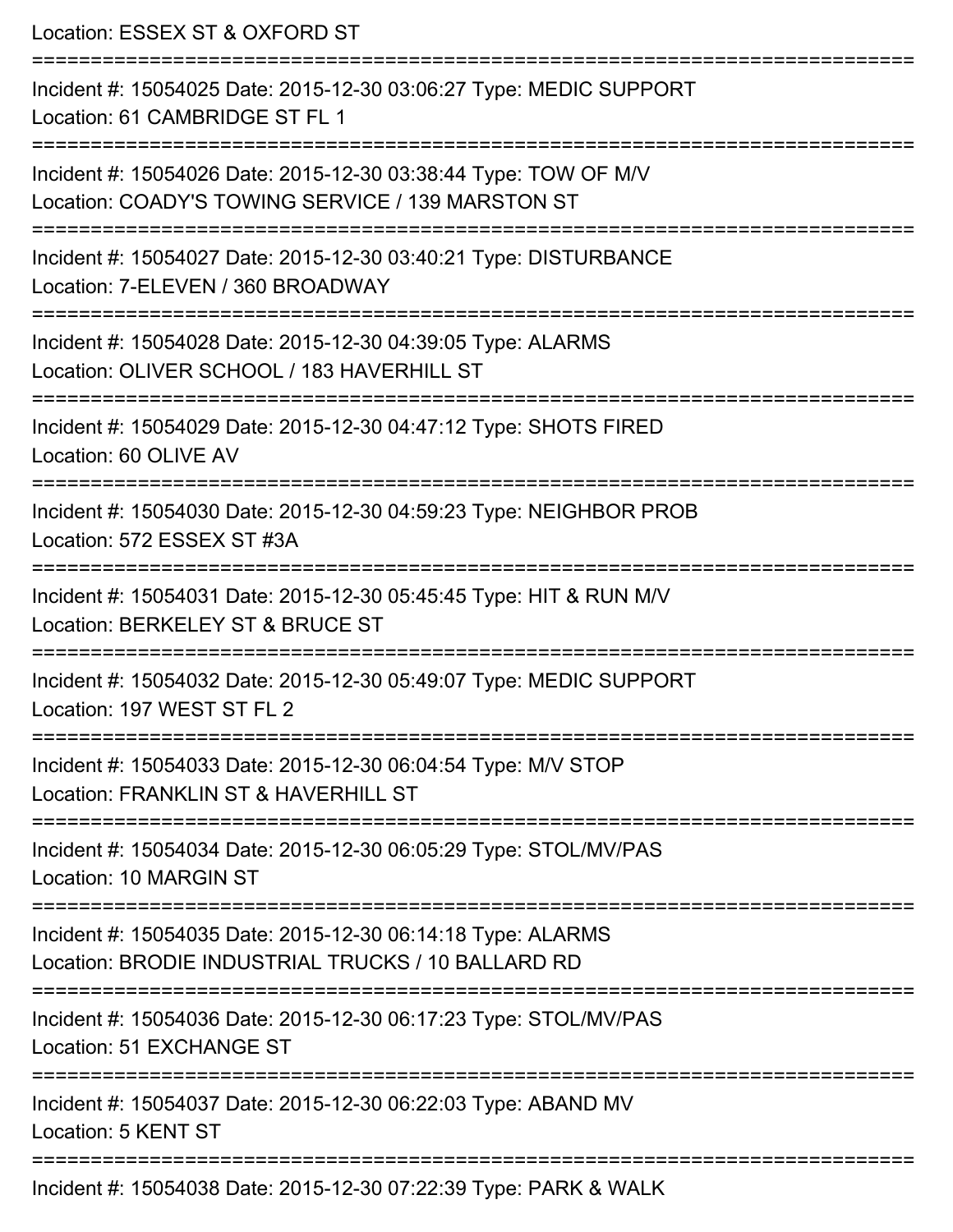Location: ESSEX ST & OXFORD ST

===========================================================================

Incident #: 15054025 Date: 2015-12-30 03:06:27 Type: MEDIC SUPPORT
Location: 61 CAMBRIDGE ST FL 1

===========================================================================

Incident #: 15054026 Date: 2015-12-30 03:38:44 Type: TOW OF M/V
Location: COADY'S TOWING SERVICE / 139 MARSTON ST

===========================================================================

Incident #: 15054027 Date: 2015-12-30 03:40:21 Type: DISTURBANCE
Location: 7-ELEVEN / 360 BROADWAY

===========================================================================

Incident #: 15054028 Date: 2015-12-30 04:39:05 Type: ALARMS
Location: OLIVER SCHOOL / 183 HAVERHILL ST

===========================================================================

Incident #: 15054029 Date: 2015-12-30 04:47:12 Type: SHOTS FIRED
Location: 60 OLIVE AV

===========================================================================

Incident #: 15054030 Date: 2015-12-30 04:59:23 Type: NEIGHBOR PROB
Location: 572 ESSEX ST #3A

===========================================================================

Incident #: 15054031 Date: 2015-12-30 05:45:45 Type: HIT & RUN M/V
Location: BERKELEY ST & BRUCE ST

===========================================================================

Incident #: 15054032 Date: 2015-12-30 05:49:07 Type: MEDIC SUPPORT
Location: 197 WEST ST FL 2

===========================================================================

Incident #: 15054033 Date: 2015-12-30 06:04:54 Type: M/V STOP
Location: FRANKLIN ST & HAVERHILL ST

===========================================================================

Incident #: 15054034 Date: 2015-12-30 06:05:29 Type: STOL/MV/PAS
Location: 10 MARGIN ST

===========================================================================

Incident #: 15054035 Date: 2015-12-30 06:14:18 Type: ALARMS
Location: BRODIE INDUSTRIAL TRUCKS / 10 BALLARD RD

===========================================================================

Incident #: 15054036 Date: 2015-12-30 06:17:23 Type: STOL/MV/PAS
Location: 51 EXCHANGE ST

===========================================================================

Incident #: 15054037 Date: 2015-12-30 06:22:03 Type: ABAND MV
Location: 5 KENT ST

===========================================================================

Incident #: 15054038 Date: 2015-12-30 07:22:39 Type: PARK & WALK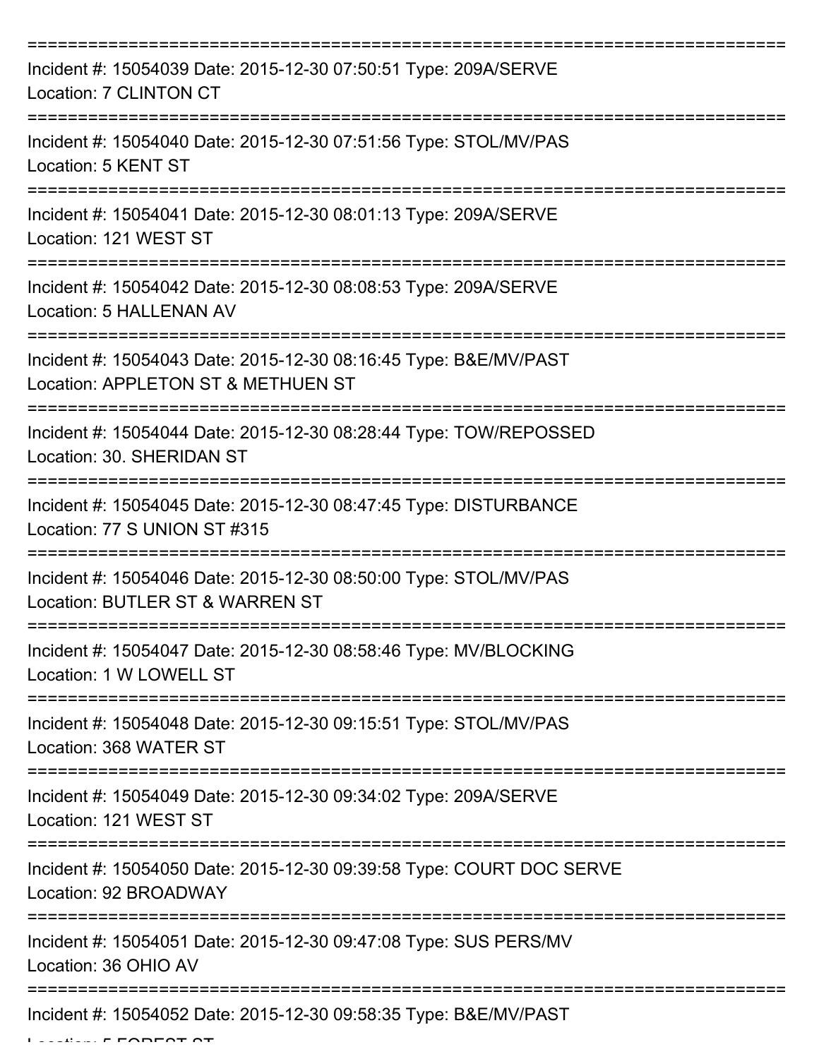===========================================================================

Incident #: 15054039 Date: 2015-12-30 07:50:51 Type: 209A/SERVE
Location: 7 CLINTON CT

===========================================================================

Incident #: 15054040 Date: 2015-12-30 07:51:56 Type: STOL/MV/PAS
Location: 5 KENT ST

===========================================================================

Incident #: 15054041 Date: 2015-12-30 08:01:13 Type: 209A/SERVE
Location: 121 WEST ST

===========================================================================

Incident #: 15054042 Date: 2015-12-30 08:08:53 Type: 209A/SERVE
Location: 5 HALLENAN AV

===========================================================================

Incident #: 15054043 Date: 2015-12-30 08:16:45 Type: B&E/MV/PAST
Location: APPLETON ST & METHUEN ST

===========================================================================

Incident #: 15054044 Date: 2015-12-30 08:28:44 Type: TOW/REPOSSED
Location: 30. SHERIDAN ST

===========================================================================

Incident #: 15054045 Date: 2015-12-30 08:47:45 Type: DISTURBANCE
Location: 77 S UNION ST #315

===========================================================================

Incident #: 15054046 Date: 2015-12-30 08:50:00 Type: STOL/MV/PAS
Location: BUTLER ST & WARREN ST

===========================================================================

Incident #: 15054047 Date: 2015-12-30 08:58:46 Type: MV/BLOCKING
Location: 1 W LOWELL ST

===========================================================================

Incident #: 15054048 Date: 2015-12-30 09:15:51 Type: STOL/MV/PAS
Location: 368 WATER ST

===========================================================================

Incident #: 15054049 Date: 2015-12-30 09:34:02 Type: 209A/SERVE
Location: 121 WEST ST

===========================================================================

Incident #: 15054050 Date: 2015-12-30 09:39:58 Type: COURT DOC SERVE
Location: 92 BROADWAY

===========================================================================

Incident #: 15054051 Date: 2015-12-30 09:47:08 Type: SUS PERS/MV
Location: 36 OHIO AV

===========================================================================

Incident #: 15054052 Date: 2015-12-30 09:58:35 Type: B&E/MV/PAST
Location: 5 FOREST ST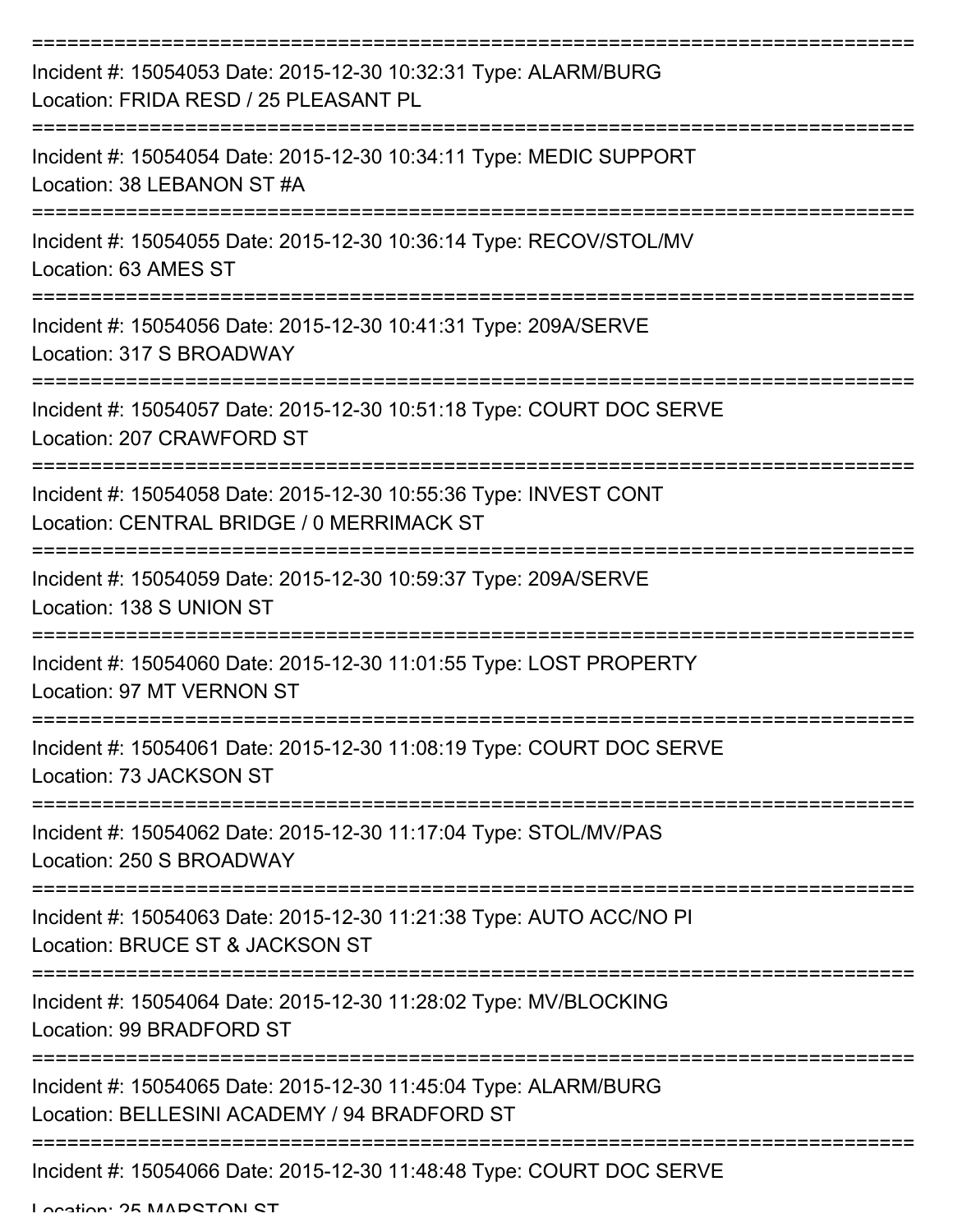===========================================================================

Incident #: 15054053 Date: 2015-12-30 10:32:31 Type: ALARM/BURG
Location: FRIDA RESD / 25 PLEASANT PL

===========================================================================

Incident #: 15054054 Date: 2015-12-30 10:34:11 Type: MEDIC SUPPORT
Location: 38 LEBANON ST #A

===========================================================================

Incident #: 15054055 Date: 2015-12-30 10:36:14 Type: RECOV/STOL/MV
Location: 63 AMES ST

===========================================================================

Incident #: 15054056 Date: 2015-12-30 10:41:31 Type: 209A/SERVE
Location: 317 S BROADWAY

===========================================================================

Incident #: 15054057 Date: 2015-12-30 10:51:18 Type: COURT DOC SERVE
Location: 207 CRAWFORD ST

===========================================================================

Incident #: 15054058 Date: 2015-12-30 10:55:36 Type: INVEST CONT
Location: CENTRAL BRIDGE / 0 MERRIMACK ST

===========================================================================

Incident #: 15054059 Date: 2015-12-30 10:59:37 Type: 209A/SERVE
Location: 138 S UNION ST

===========================================================================

Incident #: 15054060 Date: 2015-12-30 11:01:55 Type: LOST PROPERTY
Location: 97 MT VERNON ST

===========================================================================

Incident #: 15054061 Date: 2015-12-30 11:08:19 Type: COURT DOC SERVE
Location: 73 JACKSON ST

===========================================================================

Incident #: 15054062 Date: 2015-12-30 11:17:04 Type: STOL/MV/PAS
Location: 250 S BROADWAY

===========================================================================

Incident #: 15054063 Date: 2015-12-30 11:21:38 Type: AUTO ACC/NO PI
Location: BRUCE ST & JACKSON ST

===========================================================================

Incident #: 15054064 Date: 2015-12-30 11:28:02 Type: MV/BLOCKING
Location: 99 BRADFORD ST

===========================================================================

Incident #: 15054065 Date: 2015-12-30 11:45:04 Type: ALARM/BURG
Location: BELLESINI ACADEMY / 94 BRADFORD ST

===========================================================================

Incident #: 15054066 Date: 2015-12-30 11:48:48 Type: COURT DOC SERVE
Location: 25 MARSTON ST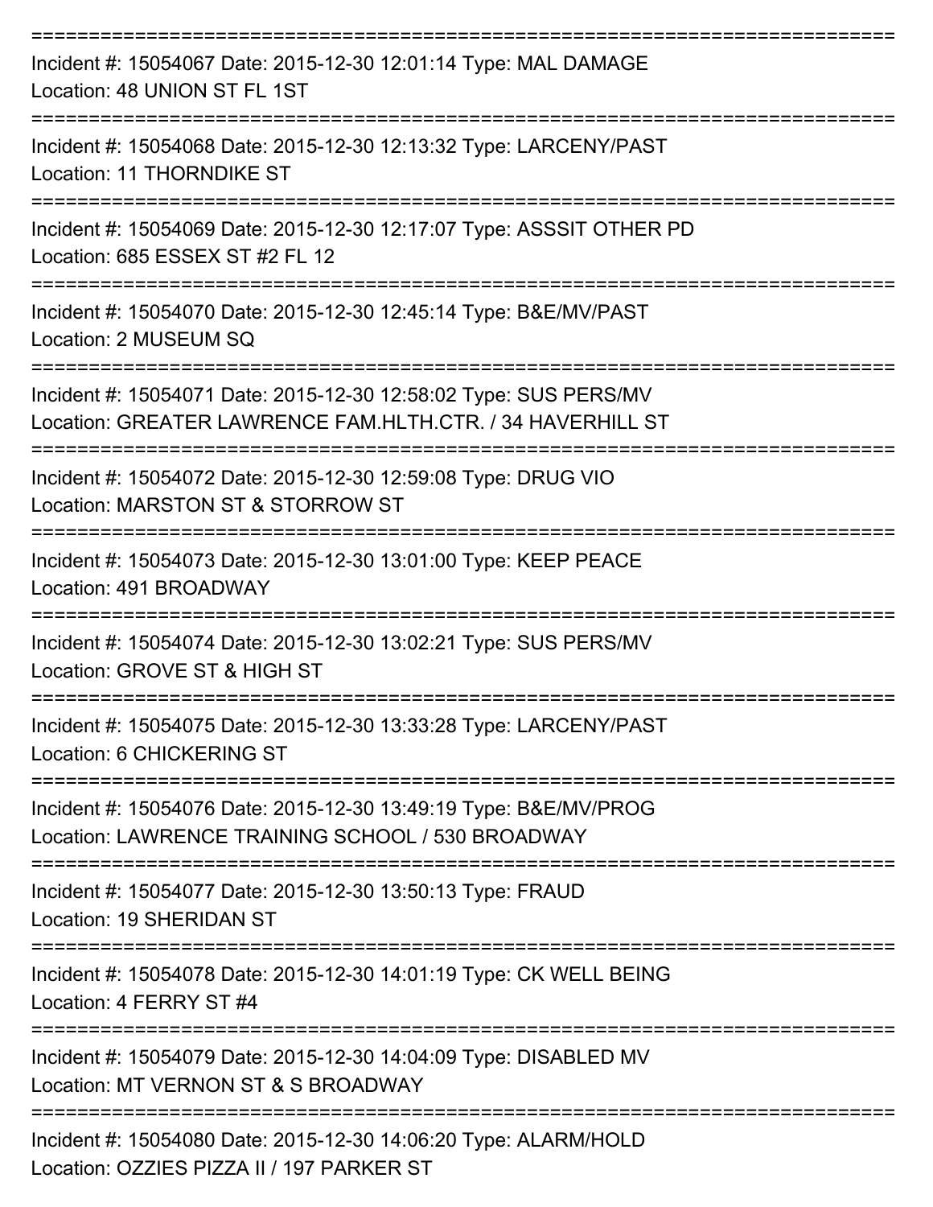===========================================================================
Incident #: 15054067 Date: 2015-12-30 12:01:14 Type: MAL DAMAGE
Location: 48 UNION ST FL 1ST
===========================================================================
Incident #: 15054068 Date: 2015-12-30 12:13:32 Type: LARCENY/PAST
Location: 11 THORNDIKE ST
===========================================================================
Incident #: 15054069 Date: 2015-12-30 12:17:07 Type: ASSSIT OTHER PD
Location: 685 ESSEX ST #2 FL 12
===========================================================================
Incident #: 15054070 Date: 2015-12-30 12:45:14 Type: B&E/MV/PAST
Location: 2 MUSEUM SQ
===========================================================================
Incident #: 15054071 Date: 2015-12-30 12:58:02 Type: SUS PERS/MV
Location: GREATER LAWRENCE FAM.HLTH.CTR. / 34 HAVERHILL ST
===========================================================================
Incident #: 15054072 Date: 2015-12-30 12:59:08 Type: DRUG VIO
Location: MARSTON ST & STORROW ST
===========================================================================
Incident #: 15054073 Date: 2015-12-30 13:01:00 Type: KEEP PEACE
Location: 491 BROADWAY
===========================================================================
Incident #: 15054074 Date: 2015-12-30 13:02:21 Type: SUS PERS/MV
Location: GROVE ST & HIGH ST
===========================================================================
Incident #: 15054075 Date: 2015-12-30 13:33:28 Type: LARCENY/PAST
Location: 6 CHICKERING ST
===========================================================================
Incident #: 15054076 Date: 2015-12-30 13:49:19 Type: B&E/MV/PROG
Location: LAWRENCE TRAINING SCHOOL / 530 BROADWAY
===========================================================================
Incident #: 15054077 Date: 2015-12-30 13:50:13 Type: FRAUD
Location: 19 SHERIDAN ST
===========================================================================
Incident #: 15054078 Date: 2015-12-30 14:01:19 Type: CK WELL BEING
Location: 4 FERRY ST #4
===========================================================================
Incident #: 15054079 Date: 2015-12-30 14:04:09 Type: DISABLED MV
Location: MT VERNON ST & S BROADWAY
===========================================================================
Incident #: 15054080 Date: 2015-12-30 14:06:20 Type: ALARM/HOLD
Location: OZZIES PIZZA II / 197 PARKER ST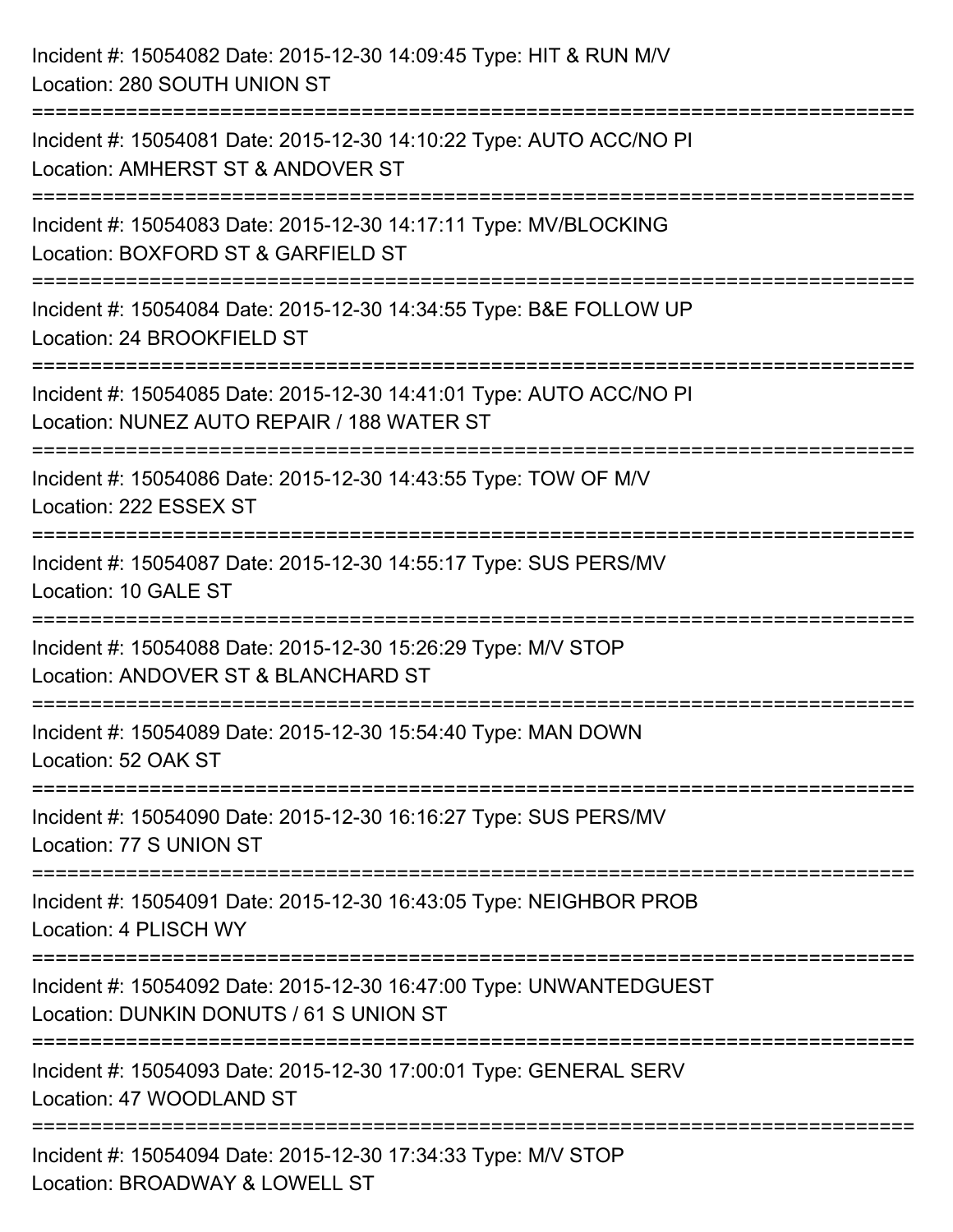Incident #: 15054082 Date: 2015-12-30 14:09:45 Type: HIT & RUN M/V
Location: 280 SOUTH UNION ST

===========================================================================

Incident #: 15054081 Date: 2015-12-30 14:10:22 Type: AUTO ACC/NO PI
Location: AMHERST ST & ANDOVER ST

===========================================================================

Incident #: 15054083 Date: 2015-12-30 14:17:11 Type: MV/BLOCKING
Location: BOXFORD ST & GARFIELD ST

===========================================================================

Incident #: 15054084 Date: 2015-12-30 14:34:55 Type: B&E FOLLOW UP
Location: 24 BROOKFIELD ST

===========================================================================

Incident #: 15054085 Date: 2015-12-30 14:41:01 Type: AUTO ACC/NO PI
Location: NUNEZ AUTO REPAIR / 188 WATER ST

===========================================================================

Incident #: 15054086 Date: 2015-12-30 14:43:55 Type: TOW OF M/V
Location: 222 ESSEX ST

===========================================================================

Incident #: 15054087 Date: 2015-12-30 14:55:17 Type: SUS PERS/MV
Location: 10 GALE ST

===========================================================================

Incident #: 15054088 Date: 2015-12-30 15:26:29 Type: M/V STOP
Location: ANDOVER ST & BLANCHARD ST

===========================================================================

Incident #: 15054089 Date: 2015-12-30 15:54:40 Type: MAN DOWN
Location: 52 OAK ST

===========================================================================

Incident #: 15054090 Date: 2015-12-30 16:16:27 Type: SUS PERS/MV
Location: 77 S UNION ST

===========================================================================

Incident #: 15054091 Date: 2015-12-30 16:43:05 Type: NEIGHBOR PROB
Location: 4 PLISCH WY

===========================================================================

Incident #: 15054092 Date: 2015-12-30 16:47:00 Type: UNWANTEDGUEST
Location: DUNKIN DONUTS / 61 S UNION ST

===========================================================================

Incident #: 15054093 Date: 2015-12-30 17:00:01 Type: GENERAL SERV
Location: 47 WOODLAND ST

===========================================================================

Incident #: 15054094 Date: 2015-12-30 17:34:33 Type: M/V STOP
Location: BROADWAY & LOWELL ST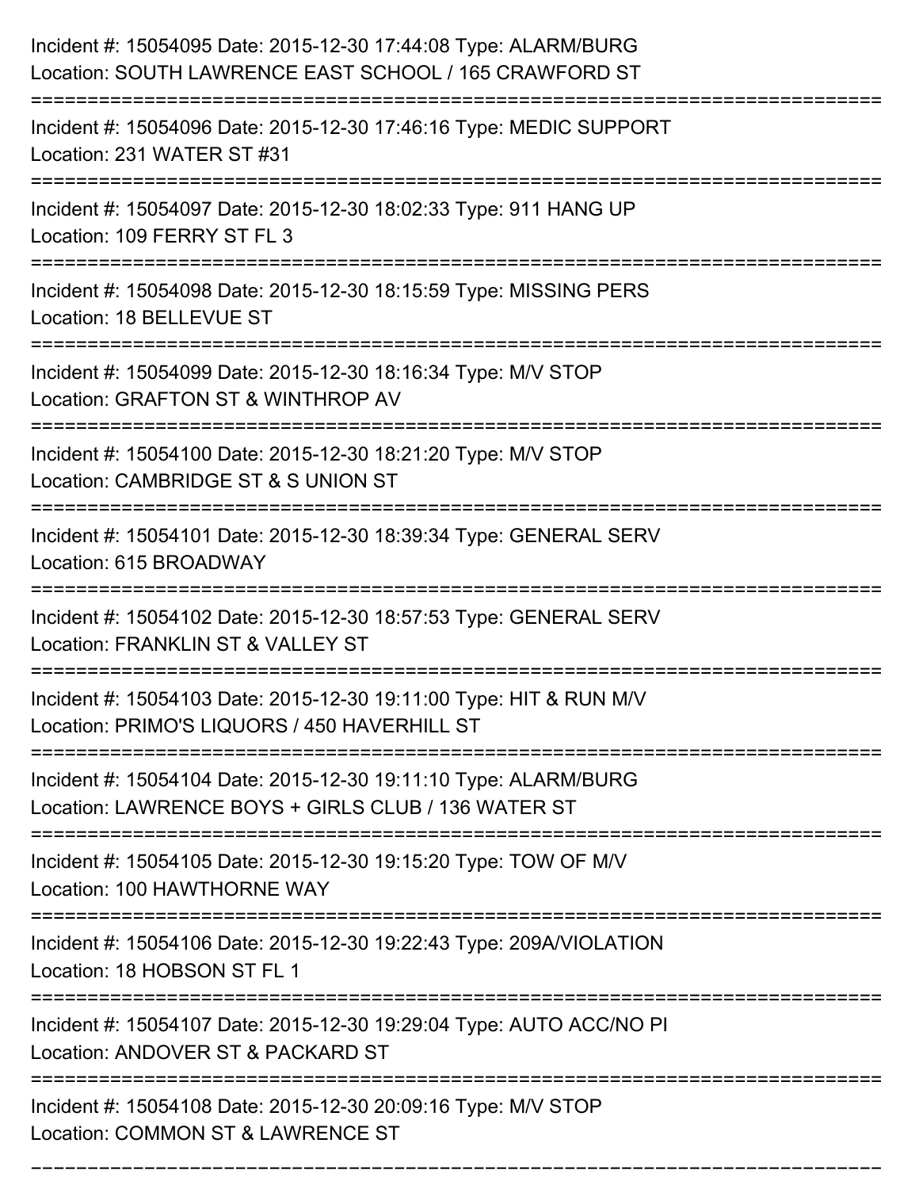Incident #: 15054095 Date: 2015-12-30 17:44:08 Type: ALARM/BURG
Location: SOUTH LAWRENCE EAST SCHOOL / 165 CRAWFORD ST

===========================================================================

Incident #: 15054096 Date: 2015-12-30 17:46:16 Type: MEDIC SUPPORT
Location: 231 WATER ST #31

===========================================================================

Incident #: 15054097 Date: 2015-12-30 18:02:33 Type: 911 HANG UP
Location: 109 FERRY ST FL 3

===========================================================================

Incident #: 15054098 Date: 2015-12-30 18:15:59 Type: MISSING PERS
Location: 18 BELLEVUE ST

===========================================================================

Incident #: 15054099 Date: 2015-12-30 18:16:34 Type: M/V STOP
Location: GRAFTON ST & WINTHROP AV

===========================================================================

Incident #: 15054100 Date: 2015-12-30 18:21:20 Type: M/V STOP
Location: CAMBRIDGE ST & S UNION ST

===========================================================================

Incident #: 15054101 Date: 2015-12-30 18:39:34 Type: GENERAL SERV
Location: 615 BROADWAY

===========================================================================

Incident #: 15054102 Date: 2015-12-30 18:57:53 Type: GENERAL SERV
Location: FRANKLIN ST & VALLEY ST

===========================================================================

Incident #: 15054103 Date: 2015-12-30 19:11:00 Type: HIT & RUN M/V
Location: PRIMO'S LIQUORS / 450 HAVERHILL ST

===========================================================================

Incident #: 15054104 Date: 2015-12-30 19:11:10 Type: ALARM/BURG
Location: LAWRENCE BOYS + GIRLS CLUB / 136 WATER ST

===========================================================================

Incident #: 15054105 Date: 2015-12-30 19:15:20 Type: TOW OF M/V
Location: 100 HAWTHORNE WAY

===========================================================================

Incident #: 15054106 Date: 2015-12-30 19:22:43 Type: 209A/VIOLATION
Location: 18 HOBSON ST FL 1

===========================================================================

Incident #: 15054107 Date: 2015-12-30 19:29:04 Type: AUTO ACC/NO PI
Location: ANDOVER ST & PACKARD ST

===========================================================================

Incident #: 15054108 Date: 2015-12-30 20:09:16 Type: M/V STOP
Location: COMMON ST & LAWRENCE ST

===========================================================================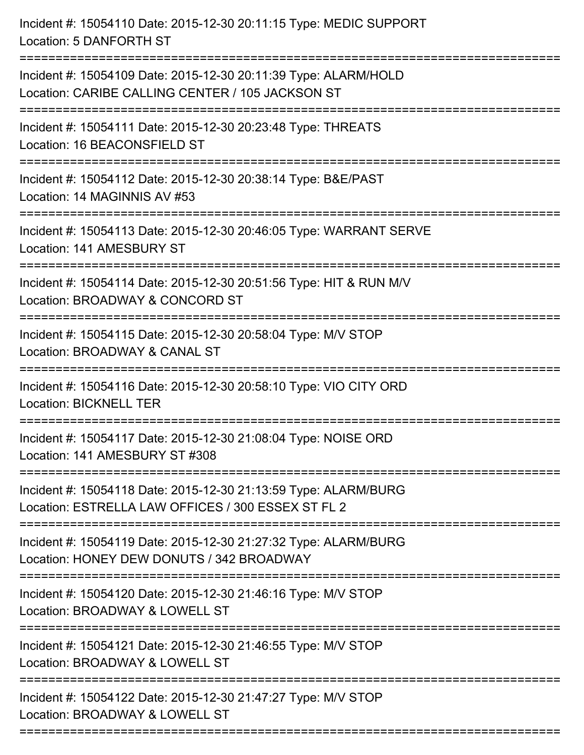Incident #: 15054110 Date: 2015-12-30 20:11:15 Type: MEDIC SUPPORT
Location: 5 DANFORTH ST

===========================================================================

Incident #: 15054109 Date: 2015-12-30 20:11:39 Type: ALARM/HOLD
Location: CARIBE CALLING CENTER / 105 JACKSON ST

===========================================================================

Incident #: 15054111 Date: 2015-12-30 20:23:48 Type: THREATS
Location: 16 BEACONSFIELD ST

===========================================================================

Incident #: 15054112 Date: 2015-12-30 20:38:14 Type: B&E/PAST
Location: 14 MAGINNIS AV #53

===========================================================================

Incident #: 15054113 Date: 2015-12-30 20:46:05 Type: WARRANT SERVE
Location: 141 AMESBURY ST

===========================================================================

Incident #: 15054114 Date: 2015-12-30 20:51:56 Type: HIT & RUN M/V
Location: BROADWAY & CONCORD ST

===========================================================================

Incident #: 15054115 Date: 2015-12-30 20:58:04 Type: M/V STOP
Location: BROADWAY & CANAL ST

===========================================================================

Incident #: 15054116 Date: 2015-12-30 20:58:10 Type: VIO CITY ORD
Location: BICKNELL TER

===========================================================================

Incident #: 15054117 Date: 2015-12-30 21:08:04 Type: NOISE ORD
Location: 141 AMESBURY ST #308

===========================================================================

Incident #: 15054118 Date: 2015-12-30 21:13:59 Type: ALARM/BURG
Location: ESTRELLA LAW OFFICES / 300 ESSEX ST FL 2

===========================================================================

Incident #: 15054119 Date: 2015-12-30 21:27:32 Type: ALARM/BURG
Location: HONEY DEW DONUTS / 342 BROADWAY

===========================================================================

Incident #: 15054120 Date: 2015-12-30 21:46:16 Type: M/V STOP
Location: BROADWAY & LOWELL ST

===========================================================================

Incident #: 15054121 Date: 2015-12-30 21:46:55 Type: M/V STOP
Location: BROADWAY & LOWELL ST

===========================================================================

Incident #: 15054122 Date: 2015-12-30 21:47:27 Type: M/V STOP
Location: BROADWAY & LOWELL ST

===========================================================================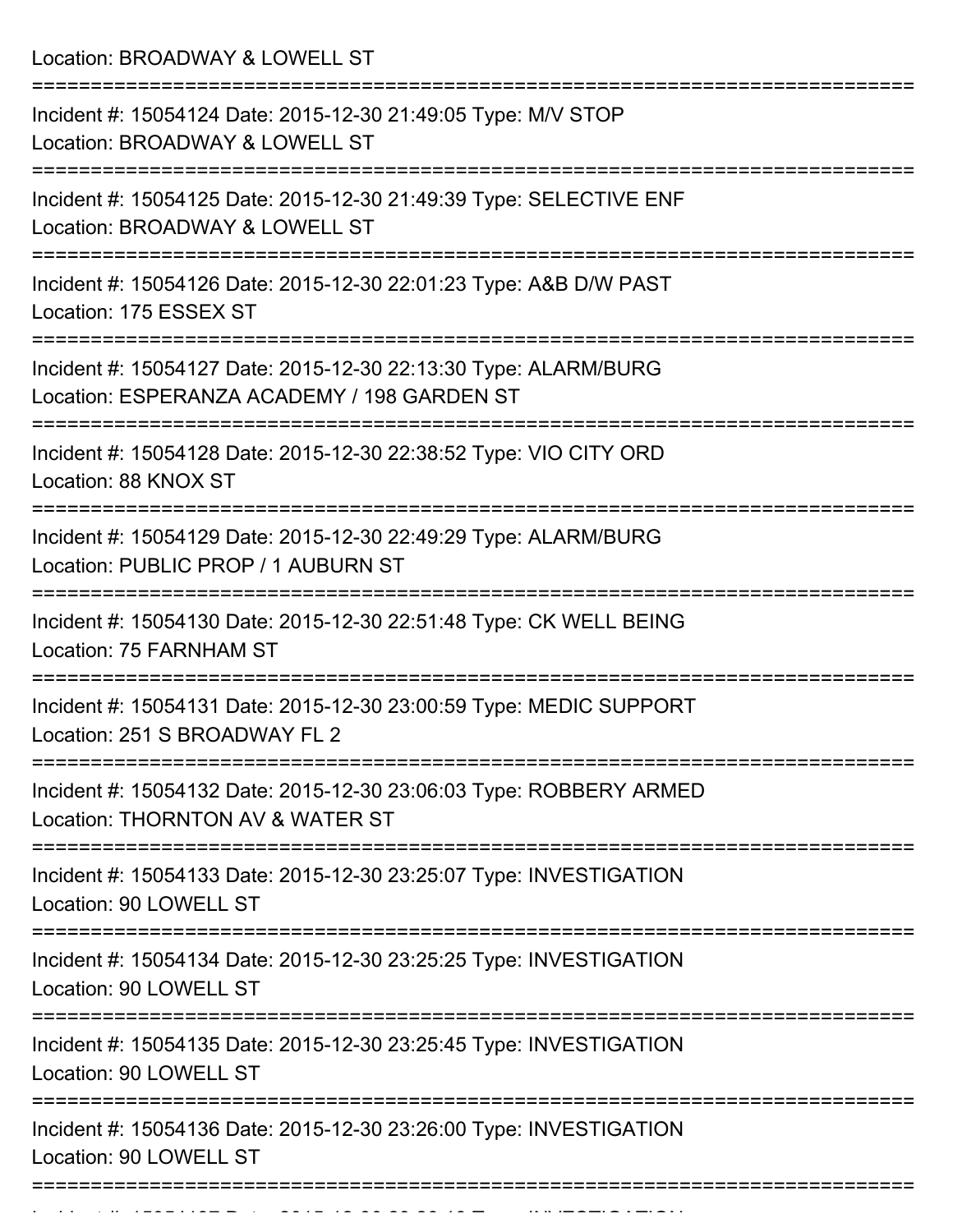Location: BROADWAY & LOWELL ST

===========================================================================

Incident #: 15054124 Date: 2015-12-30 21:49:05 Type: M/V STOP
Location: BROADWAY & LOWELL ST

===========================================================================

Incident #: 15054125 Date: 2015-12-30 21:49:39 Type: SELECTIVE ENF
Location: BROADWAY & LOWELL ST

===========================================================================

Incident #: 15054126 Date: 2015-12-30 22:01:23 Type: A&B D/W PAST
Location: 175 ESSEX ST

===========================================================================

Incident #: 15054127 Date: 2015-12-30 22:13:30 Type: ALARM/BURG
Location: ESPERANZA ACADEMY / 198 GARDEN ST

===========================================================================

Incident #: 15054128 Date: 2015-12-30 22:38:52 Type: VIO CITY ORD
Location: 88 KNOX ST

===========================================================================

Incident #: 15054129 Date: 2015-12-30 22:49:29 Type: ALARM/BURG
Location: PUBLIC PROP / 1 AUBURN ST

===========================================================================

Incident #: 15054130 Date: 2015-12-30 22:51:48 Type: CK WELL BEING
Location: 75 FARNHAM ST

===========================================================================

Incident #: 15054131 Date: 2015-12-30 23:00:59 Type: MEDIC SUPPORT
Location: 251 S BROADWAY FL 2

===========================================================================

Incident #: 15054132 Date: 2015-12-30 23:06:03 Type: ROBBERY ARMED
Location: THORNTON AV & WATER ST

===========================================================================

Incident #: 15054133 Date: 2015-12-30 23:25:07 Type: INVESTIGATION
Location: 90 LOWELL ST

===========================================================================

Incident #: 15054134 Date: 2015-12-30 23:25:25 Type: INVESTIGATION
Location: 90 LOWELL ST

===========================================================================

Incident #: 15054135 Date: 2015-12-30 23:25:45 Type: INVESTIGATION
Location: 90 LOWELL ST

===========================================================================

Incident #: 15054136 Date: 2015-12-30 23:26:00 Type: INVESTIGATION
Location: 90 LOWELL ST

===========================================================================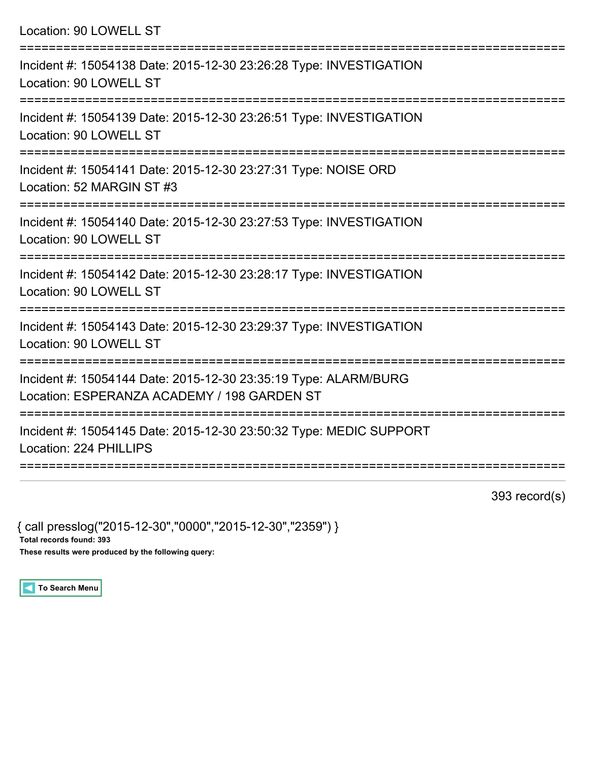Location: 90 LOWELL ST

===========================================================================

Incident #: 15054138 Date: 2015-12-30 23:26:28 Type: INVESTIGATION
Location: 90 LOWELL ST

===========================================================================

Incident #: 15054139 Date: 2015-12-30 23:26:51 Type: INVESTIGATION
Location: 90 LOWELL ST

===========================================================================

Incident #: 15054141 Date: 2015-12-30 23:27:31 Type: NOISE ORD
Location: 52 MARGIN ST #3

===========================================================================

Incident #: 15054140 Date: 2015-12-30 23:27:53 Type: INVESTIGATION
Location: 90 LOWELL ST

===========================================================================

Incident #: 15054142 Date: 2015-12-30 23:28:17 Type: INVESTIGATION
Location: 90 LOWELL ST

===========================================================================

Incident #: 15054143 Date: 2015-12-30 23:29:37 Type: INVESTIGATION
Location: 90 LOWELL ST

===========================================================================

Incident #: 15054144 Date: 2015-12-30 23:35:19 Type: ALARM/BURG
Location: ESPERANZA ACADEMY / 198 GARDEN ST

===========================================================================

Incident #: 15054145 Date: 2015-12-30 23:50:32 Type: MEDIC SUPPORT
Location: 224 PHILLIPS

===========================================================================

393 record(s)

{ call presslog("2015-12-30","0000","2015-12-30","2359") }

**Total records found: 393**

**These results were produced by the following query:**

To Search Menu